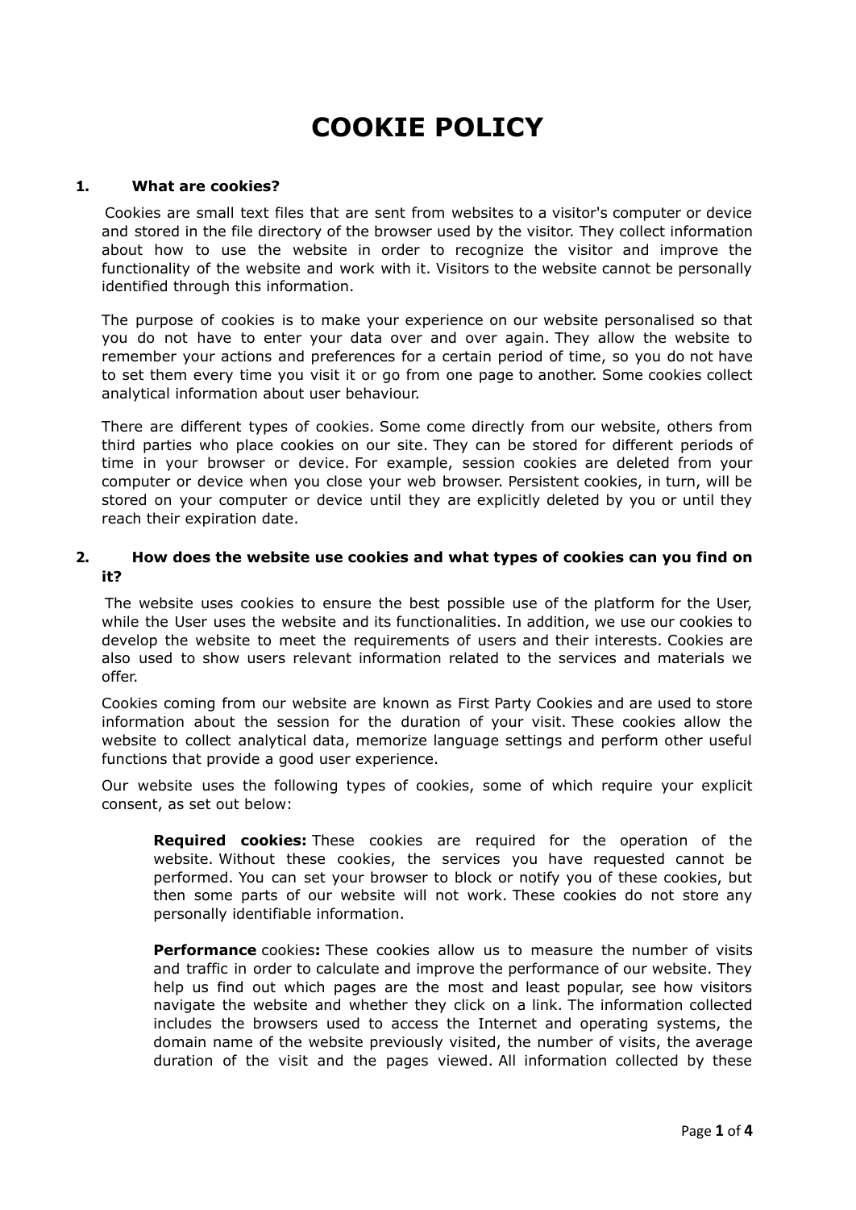# COOKIE POLICY

## 1. What are cookies?

Cookies are small text files that are sent from websites to a visitor's computer or device and stored in the file directory of the browser used by the visitor. They collect information about how to use the website in order to recognize the visitor and improve the functionality of the website and work with it. Visitors to the website cannot be personally identified through this information.

The purpose of cookies is to make your experience on our website personalised so that you do not have to enter your data over and over again. They allow the website to remember your actions and preferences for a certain period of time, so you do not have to set them every time you visit it or go from one page to another. Some cookies collect analytical information about user behaviour.

There are different types of cookies. Some come directly from our website, others from third parties who place cookies on our site. They can be stored for different periods of time in your browser or device. For example, session cookies are deleted from your computer or device when you close your web browser. Persistent cookies, in turn, will be stored on your computer or device until they are explicitly deleted by you or until they reach their expiration date.

## 2. How does the website use cookies and what types of cookies can you find on it?

The website uses cookies to ensure the best possible use of the platform for the User, while the User uses the website and its functionalities. In addition, we use our cookies to develop the website to meet the requirements of users and their interests. Cookies are also used to show users relevant information related to the services and materials we offer.

Cookies coming from our website are known as First Party Cookies and are used to store information about the session for the duration of your visit. These cookies allow the website to collect analytical data, memorize language settings and perform other useful functions that provide a good user experience.

Our website uses the following types of cookies, some of which require your explicit consent, as set out below:

**Required cookies:** These cookies are required for the operation of the website. Without these cookies, the services you have requested cannot be performed. You can set your browser to block or notify you of these cookies, but then some parts of our website will not work. These cookies do not store any personally identifiable information.

**Performance** cookies**:** These cookies allow us to measure the number of visits and traffic in order to calculate and improve the performance of our website. They help us find out which pages are the most and least popular, see how visitors navigate the website and whether they click on a link. The information collected includes the browsers used to access the Internet and operating systems, the domain name of the website previously visited, the number of visits, the average duration of the visit and the pages viewed. All information collected by these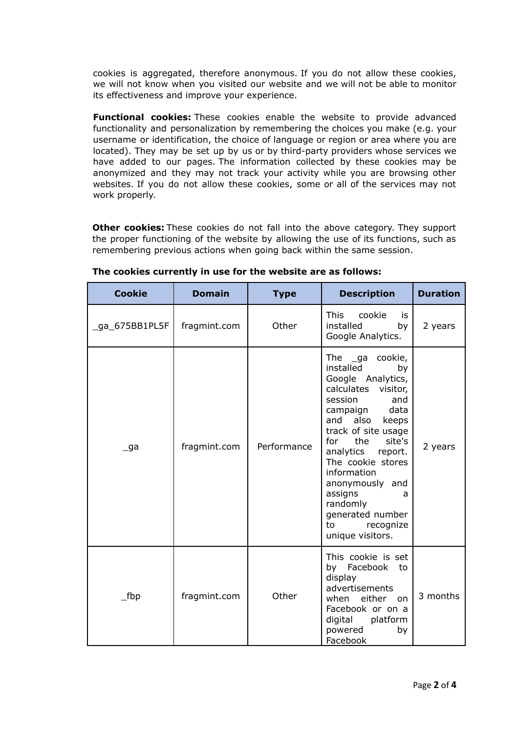cookies is aggregated, therefore anonymous. If you do not allow these cookies, we will not know when you visited our website and we will not be able to monitor its effectiveness and improve your experience.

**Functional cookies:** These cookies enable the website to provide advanced functionality and personalization by remembering the choices you make (e.g. your username or identification, the choice of language or region or area where you are located). They may be set up by us or by third-party providers whose services we have added to our pages. The information collected by these cookies may be anonymized and they may not track your activity while you are browsing other websites. If you do not allow these cookies, some or all of the services may not work properly.

**Other cookies:** These cookies do not fall into the above category. They support the proper functioning of the website by allowing the use of its functions, such as remembering previous actions when going back within the same session.

**The cookies currently in use for the website are as follows:**

| Cookie | Domain | Type | Description | Duration |
|---|---|---|---|---|
| _ga_675BB1PL5F | fragmint.com | Other | This cookie is installed by Google Analytics. | 2 years |
| _ga | fragmint.com | Performance | The _ga cookie, installed by Google Analytics, calculates visitor, session and campaign data and also keeps track of site usage for the site's analytics report. The cookie stores information anonymously and assigns a randomly generated number to recognize unique visitors. | 2 years |
| _fbp | fragmint.com | Other | This cookie is set by Facebook to display advertisements when either on Facebook or on a digital platform powered by Facebook | 3 months |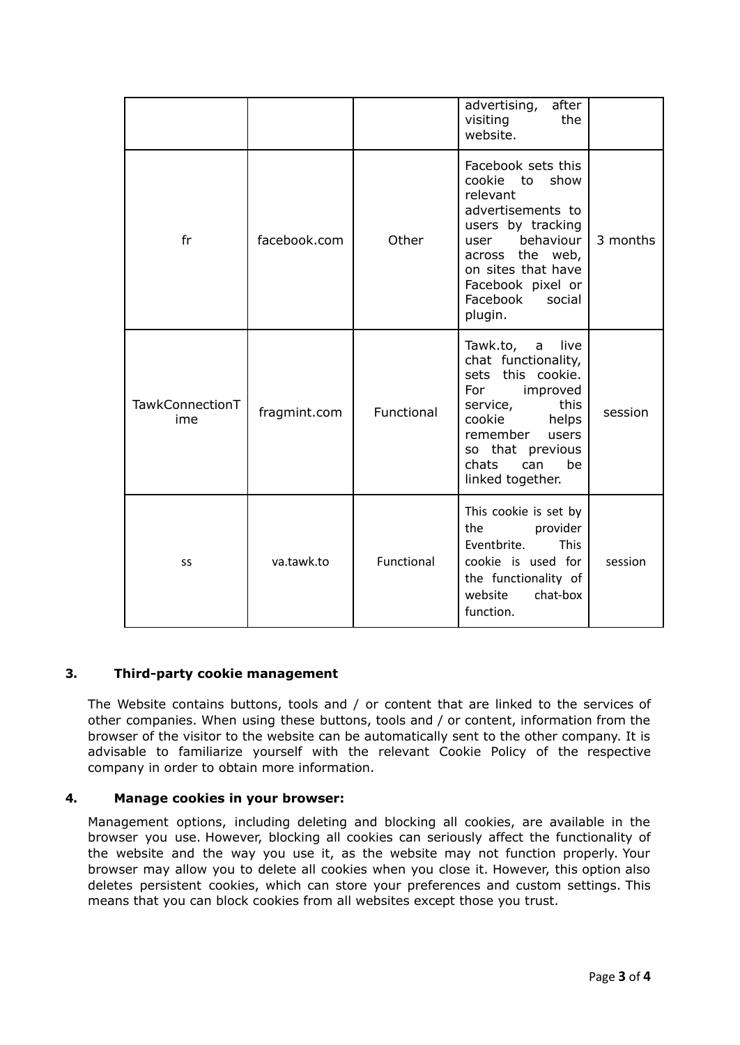|  |  |  | advertising, after visiting the website. |  |
|---|---|---|---|---|
| fr | facebook.com | Other | Facebook sets this cookie to show relevant advertisements to users by tracking user behaviour across the web, on sites that have Facebook pixel or Facebook social plugin. | 3 months |
| TawkConnectionTime | fragmint.com | Functional | Tawk.to, a live chat functionality, sets this cookie. For improved service, this cookie helps remember users so that previous chats can be linked together. | session |
| ss | va.tawk.to | Functional | This cookie is set by the provider Eventbrite. This cookie is used for the functionality of website chat-box function. | session |

### 3. Third-party cookie management

The Website contains buttons, tools and / or content that are linked to the services of other companies. When using these buttons, tools and / or content, information from the browser of the visitor to the website can be automatically sent to the other company. It is advisable to familiarize yourself with the relevant Cookie Policy of the respective company in order to obtain more information.

### 4. Manage cookies in your browser:

Management options, including deleting and blocking all cookies, are available in the browser you use. However, blocking all cookies can seriously affect the functionality of the website and the way you use it, as the website may not function properly. Your browser may allow you to delete all cookies when you close it. However, this option also deletes persistent cookies, which can store your preferences and custom settings. This means that you can block cookies from all websites except those you trust.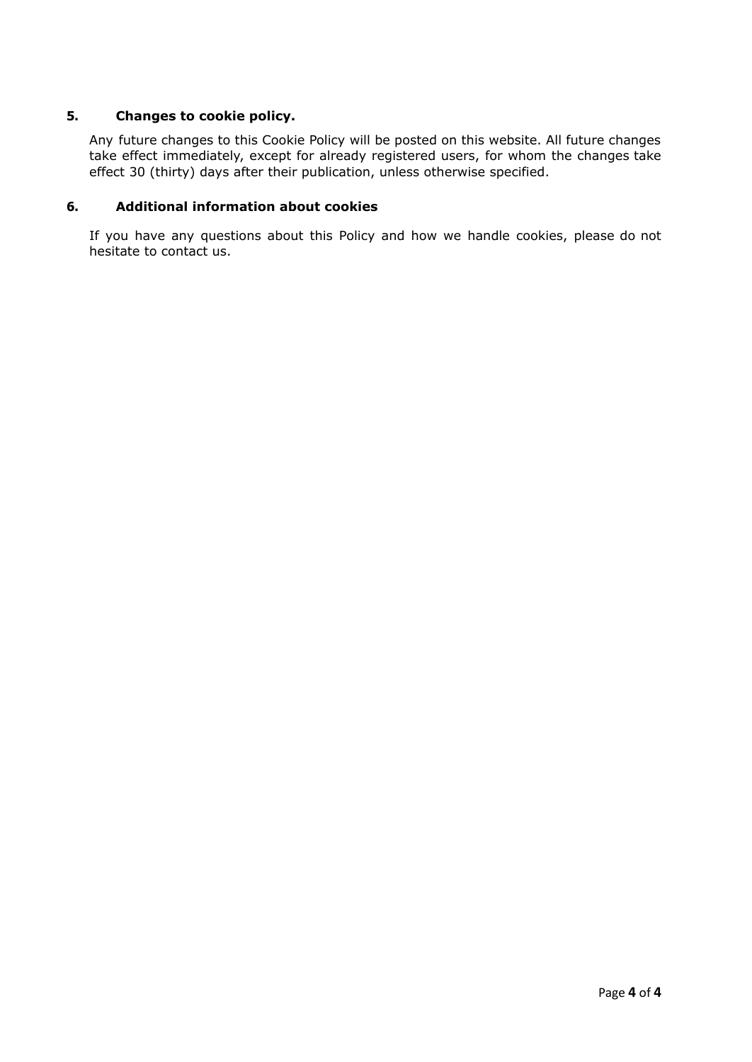## 5. Changes to cookie policy.

Any future changes to this Cookie Policy will be posted on this website. All future changes take effect immediately, except for already registered users, for whom the changes take effect 30 (thirty) days after their publication, unless otherwise specified.

## 6. Additional information about cookies

If you have any questions about this Policy and how we handle cookies, please do not hesitate to contact us.